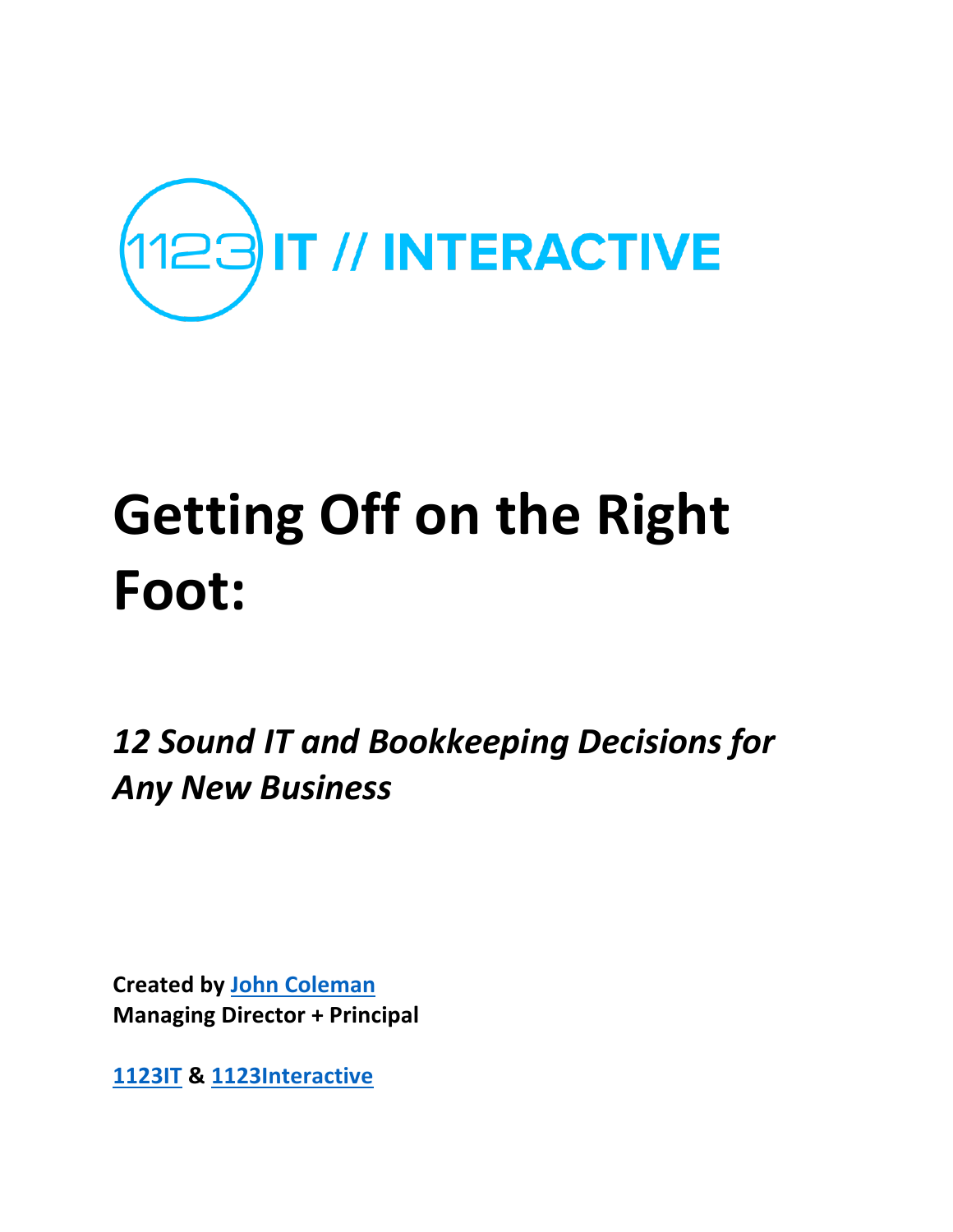1123 IT // INTERACTIVE

# Getting Off on the Right Foot:

## *12 Sound IT and Bookkeeping Decisions for Any New Business*

**Created by [John Coleman](#)**
**Managing Director + Principal**

**[1123IT](#) & [1123Interactive](#)**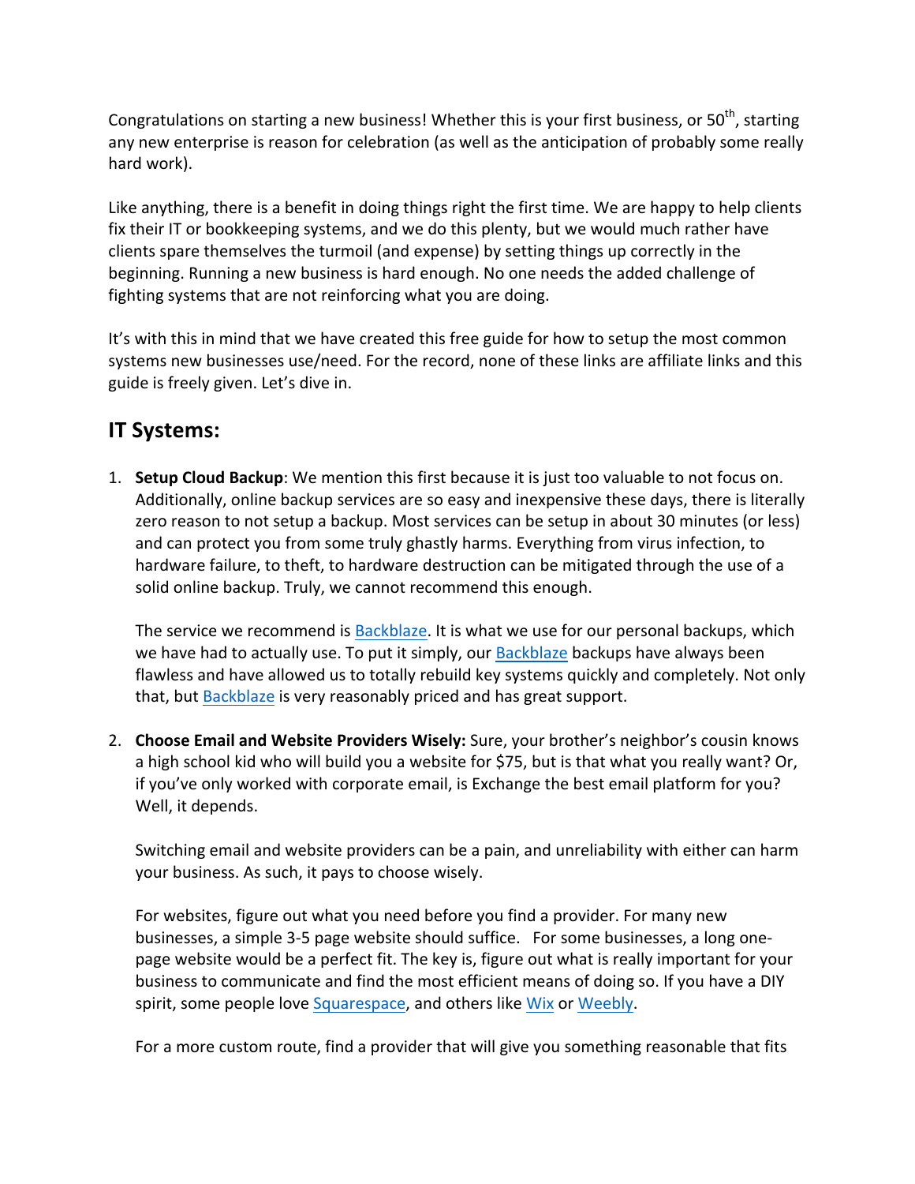Congratulations on starting a new business! Whether this is your first business, or 50th, starting any new enterprise is reason for celebration (as well as the anticipation of probably some really hard work).

Like anything, there is a benefit in doing things right the first time. We are happy to help clients fix their IT or bookkeeping systems, and we do this plenty, but we would much rather have clients spare themselves the turmoil (and expense) by setting things up correctly in the beginning. Running a new business is hard enough. No one needs the added challenge of fighting systems that are not reinforcing what you are doing.

It's with this in mind that we have created this free guide for how to setup the most common systems new businesses use/need. For the record, none of these links are affiliate links and this guide is freely given. Let's dive in.

## IT Systems:

1. **Setup Cloud Backup**: We mention this first because it is just too valuable to not focus on. Additionally, online backup services are so easy and inexpensive these days, there is literally zero reason to not setup a backup. Most services can be setup in about 30 minutes (or less) and can protect you from some truly ghastly harms. Everything from virus infection, to hardware failure, to theft, to hardware destruction can be mitigated through the use of a solid online backup. Truly, we cannot recommend this enough.

   The service we recommend is Backblaze. It is what we use for our personal backups, which we have had to actually use. To put it simply, our Backblaze backups have always been flawless and have allowed us to totally rebuild key systems quickly and completely. Not only that, but Backblaze is very reasonably priced and has great support.

2. **Choose Email and Website Providers Wisely:** Sure, your brother's neighbor's cousin knows a high school kid who will build you a website for $75, but is that what you really want? Or, if you've only worked with corporate email, is Exchange the best email platform for you? Well, it depends.

   Switching email and website providers can be a pain, and unreliability with either can harm your business. As such, it pays to choose wisely.

   For websites, figure out what you need before you find a provider. For many new businesses, a simple 3-5 page website should suffice. For some businesses, a long one-page website would be a perfect fit. The key is, figure out what is really important for your business to communicate and find the most efficient means of doing so. If you have a DIY spirit, some people love Squarespace, and others like Wix or Weebly.

   For a more custom route, find a provider that will give you something reasonable that fits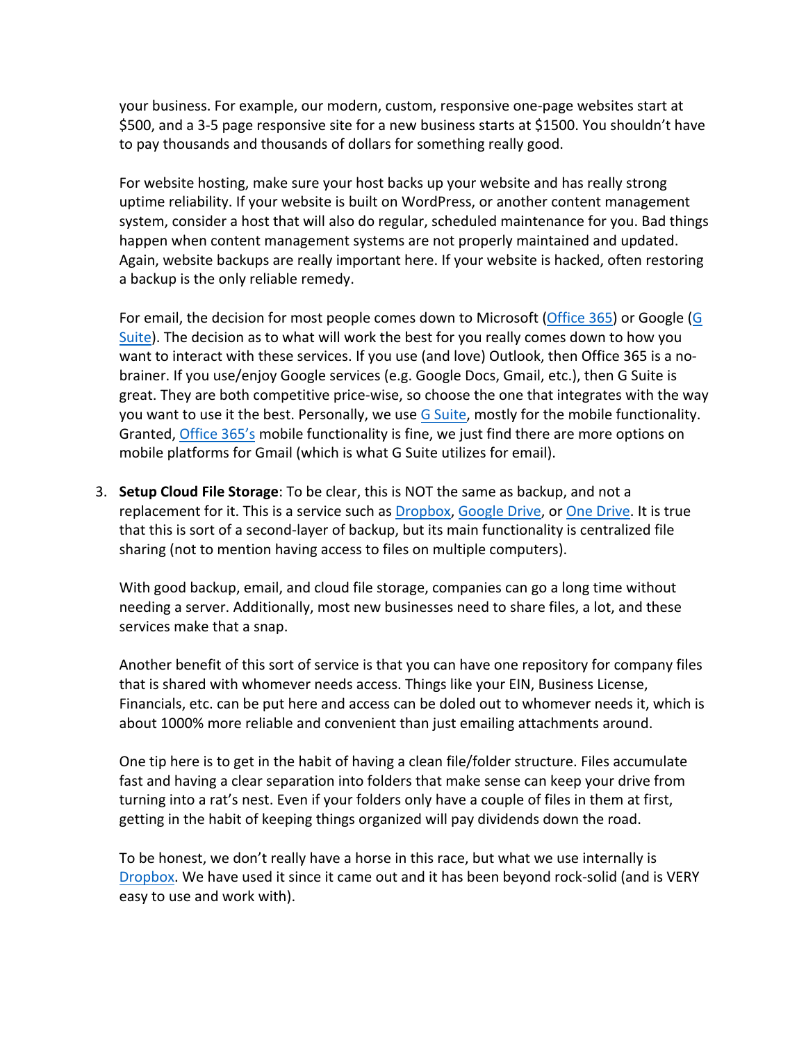your business. For example, our modern, custom, responsive one-page websites start at $500, and a 3-5 page responsive site for a new business starts at $1500. You shouldn't have to pay thousands and thousands of dollars for something really good.

For website hosting, make sure your host backs up your website and has really strong uptime reliability. If your website is built on WordPress, or another content management system, consider a host that will also do regular, scheduled maintenance for you. Bad things happen when content management systems are not properly maintained and updated. Again, website backups are really important here. If your website is hacked, often restoring a backup is the only reliable remedy.

For email, the decision for most people comes down to Microsoft (Office 365) or Google (G Suite). The decision as to what will work the best for you really comes down to how you want to interact with these services. If you use (and love) Outlook, then Office 365 is a no-brainer. If you use/enjoy Google services (e.g. Google Docs, Gmail, etc.), then G Suite is great. They are both competitive price-wise, so choose the one that integrates with the way you want to use it the best. Personally, we use G Suite, mostly for the mobile functionality. Granted, Office 365's mobile functionality is fine, we just find there are more options on mobile platforms for Gmail (which is what G Suite utilizes for email).

3. **Setup Cloud File Storage**: To be clear, this is NOT the same as backup, and not a replacement for it. This is a service such as Dropbox, Google Drive, or One Drive. It is true that this is sort of a second-layer of backup, but its main functionality is centralized file sharing (not to mention having access to files on multiple computers).

   With good backup, email, and cloud file storage, companies can go a long time without needing a server. Additionally, most new businesses need to share files, a lot, and these services make that a snap.

   Another benefit of this sort of service is that you can have one repository for company files that is shared with whomever needs access. Things like your EIN, Business License, Financials, etc. can be put here and access can be doled out to whomever needs it, which is about 1000% more reliable and convenient than just emailing attachments around.

   One tip here is to get in the habit of having a clean file/folder structure. Files accumulate fast and having a clear separation into folders that make sense can keep your drive from turning into a rat's nest. Even if your folders only have a couple of files in them at first, getting in the habit of keeping things organized will pay dividends down the road.

   To be honest, we don't really have a horse in this race, but what we use internally is Dropbox. We have used it since it came out and it has been beyond rock-solid (and is VERY easy to use and work with).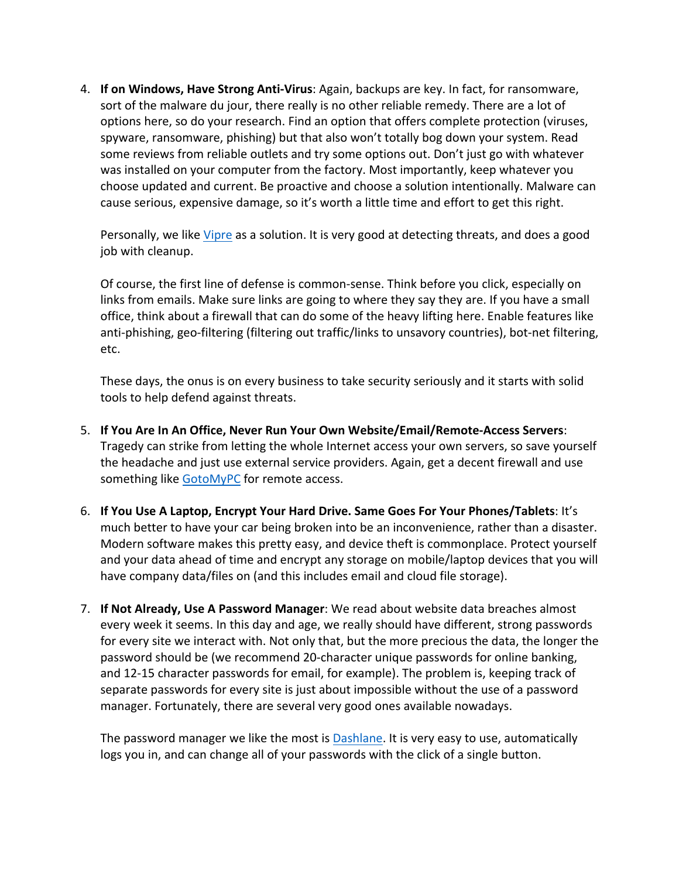4. **If on Windows, Have Strong Anti-Virus**: Again, backups are key. In fact, for ransomware, sort of the malware du jour, there really is no other reliable remedy. There are a lot of options here, so do your research. Find an option that offers complete protection (viruses, spyware, ransomware, phishing) but that also won't totally bog down your system. Read some reviews from reliable outlets and try some options out. Don't just go with whatever was installed on your computer from the factory. Most importantly, keep whatever you choose updated and current. Be proactive and choose a solution intentionally. Malware can cause serious, expensive damage, so it's worth a little time and effort to get this right.

   Personally, we like Vipre as a solution. It is very good at detecting threats, and does a good job with cleanup.

   Of course, the first line of defense is common-sense. Think before you click, especially on links from emails. Make sure links are going to where they say they are. If you have a small office, think about a firewall that can do some of the heavy lifting here. Enable features like anti-phishing, geo-filtering (filtering out traffic/links to unsavory countries), bot-net filtering, etc.

   These days, the onus is on every business to take security seriously and it starts with solid tools to help defend against threats.

5. **If You Are In An Office, Never Run Your Own Website/Email/Remote-Access Servers**: Tragedy can strike from letting the whole Internet access your own servers, so save yourself the headache and just use external service providers. Again, get a decent firewall and use something like GotoMyPC for remote access.

6. **If You Use A Laptop, Encrypt Your Hard Drive. Same Goes For Your Phones/Tablets**: It's much better to have your car being broken into be an inconvenience, rather than a disaster. Modern software makes this pretty easy, and device theft is commonplace. Protect yourself and your data ahead of time and encrypt any storage on mobile/laptop devices that you will have company data/files on (and this includes email and cloud file storage).

7. **If Not Already, Use A Password Manager**: We read about website data breaches almost every week it seems. In this day and age, we really should have different, strong passwords for every site we interact with. Not only that, but the more precious the data, the longer the password should be (we recommend 20-character unique passwords for online banking, and 12-15 character passwords for email, for example). The problem is, keeping track of separate passwords for every site is just about impossible without the use of a password manager. Fortunately, there are several very good ones available nowadays.

   The password manager we like the most is Dashlane. It is very easy to use, automatically logs you in, and can change all of your passwords with the click of a single button.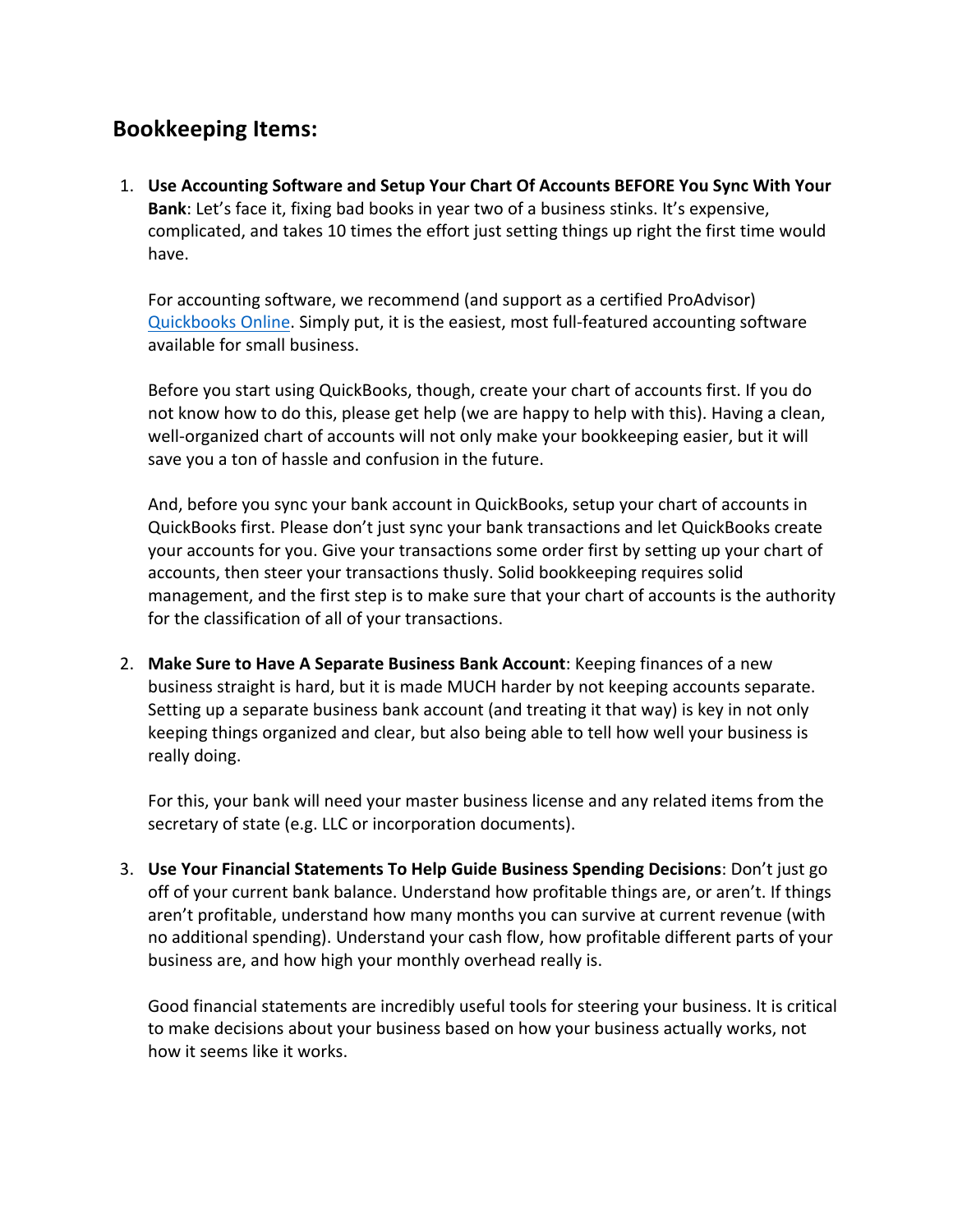## Bookkeeping Items:

1. **Use Accounting Software and Setup Your Chart Of Accounts BEFORE You Sync With Your Bank**: Let's face it, fixing bad books in year two of a business stinks. It's expensive, complicated, and takes 10 times the effort just setting things up right the first time would have.

   For accounting software, we recommend (and support as a certified ProAdvisor) [Quickbooks Online](). Simply put, it is the easiest, most full-featured accounting software available for small business.

   Before you start using QuickBooks, though, create your chart of accounts first. If you do not know how to do this, please get help (we are happy to help with this). Having a clean, well-organized chart of accounts will not only make your bookkeeping easier, but it will save you a ton of hassle and confusion in the future.

   And, before you sync your bank account in QuickBooks, setup your chart of accounts in QuickBooks first. Please don't just sync your bank transactions and let QuickBooks create your accounts for you. Give your transactions some order first by setting up your chart of accounts, then steer your transactions thusly. Solid bookkeeping requires solid management, and the first step is to make sure that your chart of accounts is the authority for the classification of all of your transactions.

2. **Make Sure to Have A Separate Business Bank Account**: Keeping finances of a new business straight is hard, but it is made MUCH harder by not keeping accounts separate. Setting up a separate business bank account (and treating it that way) is key in not only keeping things organized and clear, but also being able to tell how well your business is really doing.

   For this, your bank will need your master business license and any related items from the secretary of state (e.g. LLC or incorporation documents).

3. **Use Your Financial Statements To Help Guide Business Spending Decisions**: Don't just go off of your current bank balance. Understand how profitable things are, or aren't. If things aren't profitable, understand how many months you can survive at current revenue (with no additional spending). Understand your cash flow, how profitable different parts of your business are, and how high your monthly overhead really is.

   Good financial statements are incredibly useful tools for steering your business. It is critical to make decisions about your business based on how your business actually works, not how it seems like it works.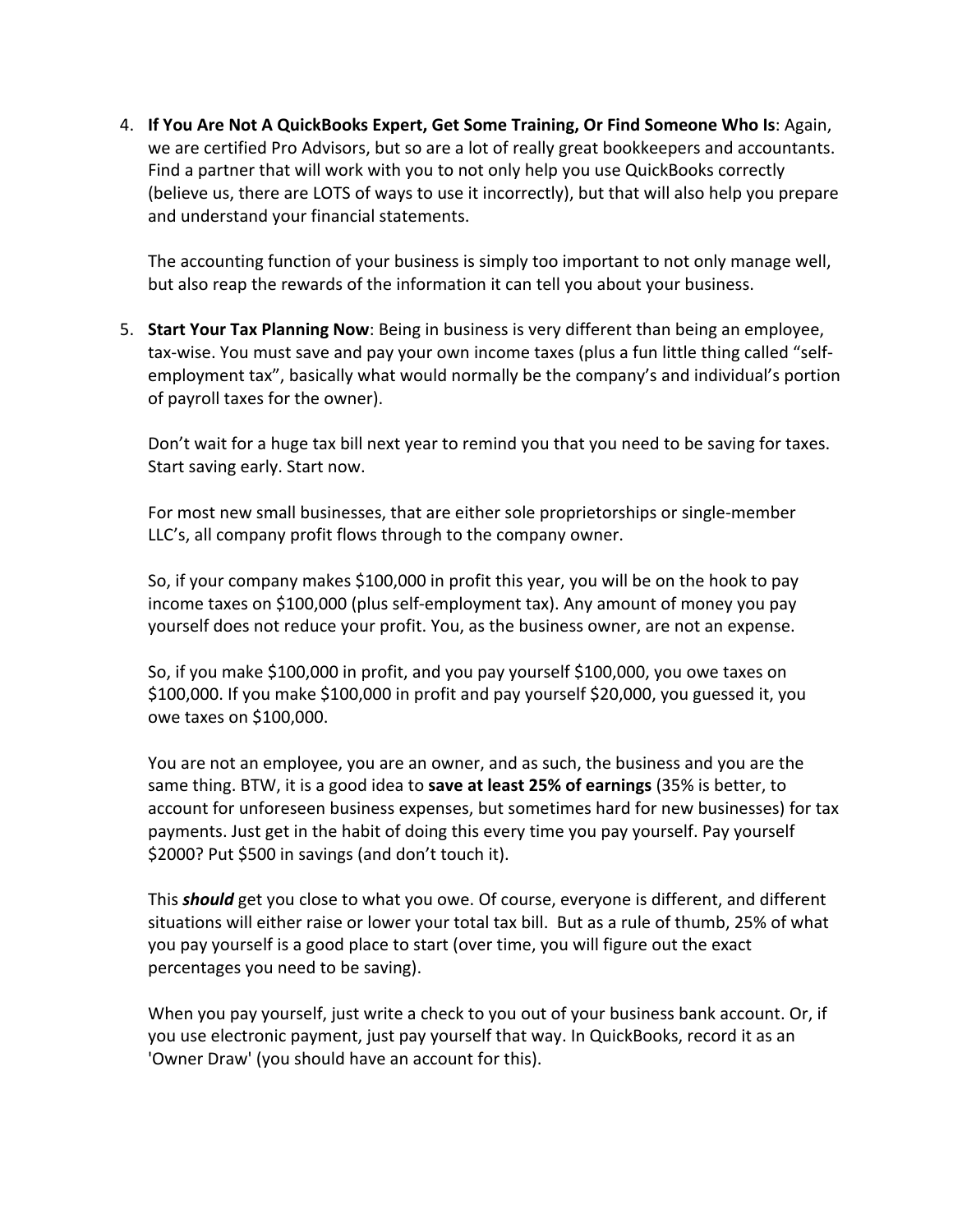4. **If You Are Not A QuickBooks Expert, Get Some Training, Or Find Someone Who Is**: Again, we are certified Pro Advisors, but so are a lot of really great bookkeepers and accountants. Find a partner that will work with you to not only help you use QuickBooks correctly (believe us, there are LOTS of ways to use it incorrectly), but that will also help you prepare and understand your financial statements.

   The accounting function of your business is simply too important to not only manage well, but also reap the rewards of the information it can tell you about your business.

5. **Start Your Tax Planning Now**: Being in business is very different than being an employee, tax-wise. You must save and pay your own income taxes (plus a fun little thing called "self-employment tax", basically what would normally be the company's and individual's portion of payroll taxes for the owner).

   Don't wait for a huge tax bill next year to remind you that you need to be saving for taxes. Start saving early. Start now.

   For most new small businesses, that are either sole proprietorships or single-member LLC's, all company profit flows through to the company owner.

   So, if your company makes $100,000 in profit this year, you will be on the hook to pay income taxes on $100,000 (plus self-employment tax). Any amount of money you pay yourself does not reduce your profit. You, as the business owner, are not an expense.

   So, if you make $100,000 in profit, and you pay yourself $100,000, you owe taxes on $100,000. If you make $100,000 in profit and pay yourself $20,000, you guessed it, you owe taxes on $100,000.

   You are not an employee, you are an owner, and as such, the business and you are the same thing. BTW, it is a good idea to **save at least 25% of earnings** (35% is better, to account for unforeseen business expenses, but sometimes hard for new businesses) for tax payments. Just get in the habit of doing this every time you pay yourself. Pay yourself $2000? Put $500 in savings (and don't touch it).

   This ***should*** get you close to what you owe. Of course, everyone is different, and different situations will either raise or lower your total tax bill. But as a rule of thumb, 25% of what you pay yourself is a good place to start (over time, you will figure out the exact percentages you need to be saving).

   When you pay yourself, just write a check to you out of your business bank account. Or, if you use electronic payment, just pay yourself that way. In QuickBooks, record it as an 'Owner Draw' (you should have an account for this).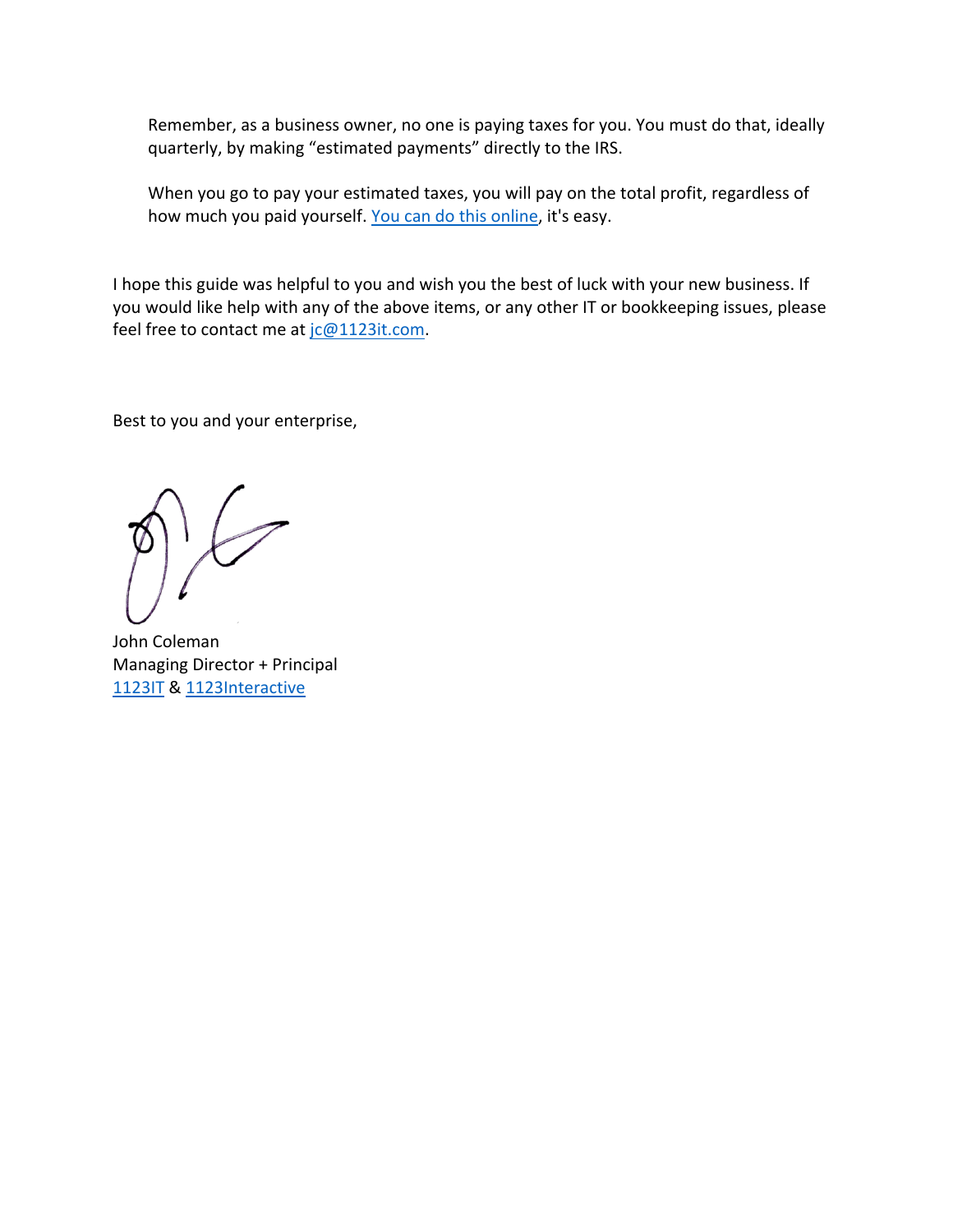Remember, as a business owner, no one is paying taxes for you. You must do that, ideally quarterly, by making "estimated payments" directly to the IRS.

When you go to pay your estimated taxes, you will pay on the total profit, regardless of how much you paid yourself. [You can do this online](), it's easy.

I hope this guide was helpful to you and wish you the best of luck with your new business. If you would like help with any of the above items, or any other IT or bookkeeping issues, please feel free to contact me at [jc@1123it.com]().

Best to you and your enterprise,

John Coleman
Managing Director + Principal
[1123IT]() & [1123Interactive]()